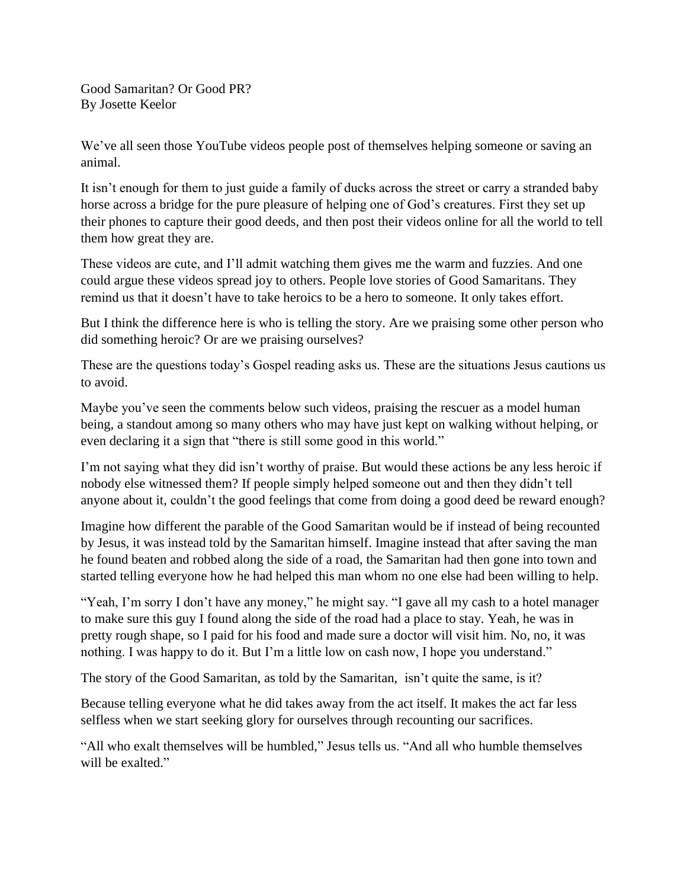# Good Samaritan? Or Good PR?

By Josette Keelor

We've all seen those YouTube videos people post of themselves helping someone or saving an animal.

It isn't enough for them to just guide a family of ducks across the street or carry a stranded baby horse across a bridge for the pure pleasure of helping one of God's creatures. First they set up their phones to capture their good deeds, and then post their videos online for all the world to tell them how great they are.

These videos are cute, and I'll admit watching them gives me the warm and fuzzies. And one could argue these videos spread joy to others. People love stories of Good Samaritans. They remind us that it doesn't have to take heroics to be a hero to someone. It only takes effort.

But I think the difference here is who is telling the story. Are we praising some other person who did something heroic? Or are we praising ourselves?

These are the questions today's Gospel reading asks us. These are the situations Jesus cautions us to avoid.

Maybe you've seen the comments below such videos, praising the rescuer as a model human being, a standout among so many others who may have just kept on walking without helping, or even declaring it a sign that "there is still some good in this world."

I'm not saying what they did isn't worthy of praise. But would these actions be any less heroic if nobody else witnessed them? If people simply helped someone out and then they didn't tell anyone about it, couldn't the good feelings that come from doing a good deed be reward enough?

Imagine how different the parable of the Good Samaritan would be if instead of being recounted by Jesus, it was instead told by the Samaritan himself. Imagine instead that after saving the man he found beaten and robbed along the side of a road, the Samaritan had then gone into town and started telling everyone how he had helped this man whom no one else had been willing to help.

"Yeah, I'm sorry I don't have any money," he might say. "I gave all my cash to a hotel manager to make sure this guy I found along the side of the road had a place to stay. Yeah, he was in pretty rough shape, so I paid for his food and made sure a doctor will visit him. No, no, it was nothing. I was happy to do it. But I'm a little low on cash now, I hope you understand."

The story of the Good Samaritan, as told by the Samaritan, isn't quite the same, is it?

Because telling everyone what he did takes away from the act itself. It makes the act far less selfless when we start seeking glory for ourselves through recounting our sacrifices.

"All who exalt themselves will be humbled," Jesus tells us. "And all who humble themselves will be exalted."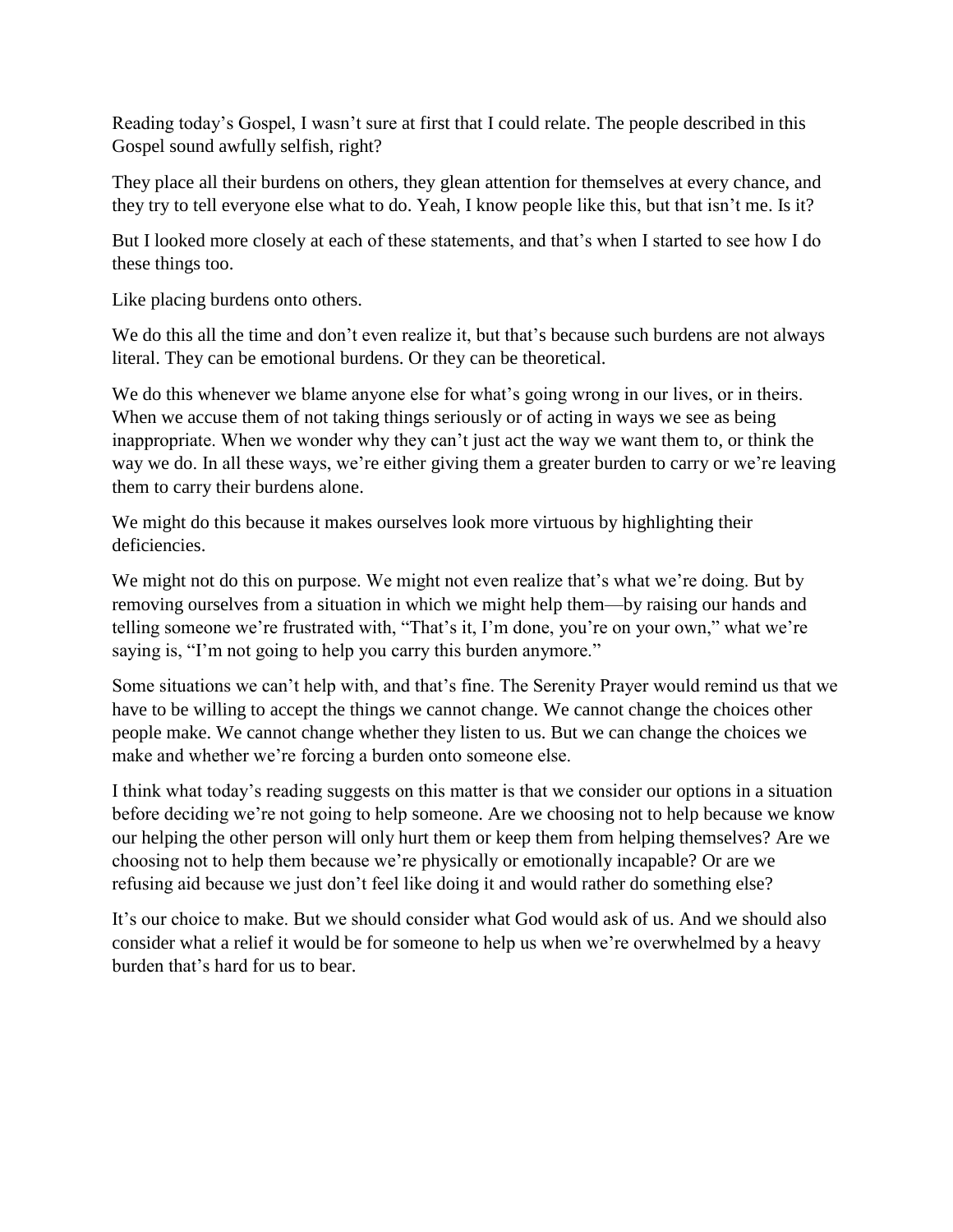Reading today's Gospel, I wasn't sure at first that I could relate. The people described in this Gospel sound awfully selfish, right?

They place all their burdens on others, they glean attention for themselves at every chance, and they try to tell everyone else what to do. Yeah, I know people like this, but that isn't me. Is it?

But I looked more closely at each of these statements, and that's when I started to see how I do these things too.

Like placing burdens onto others.

We do this all the time and don't even realize it, but that's because such burdens are not always literal. They can be emotional burdens. Or they can be theoretical.

We do this whenever we blame anyone else for what's going wrong in our lives, or in theirs. When we accuse them of not taking things seriously or of acting in ways we see as being inappropriate. When we wonder why they can't just act the way we want them to, or think the way we do. In all these ways, we're either giving them a greater burden to carry or we're leaving them to carry their burdens alone.

We might do this because it makes ourselves look more virtuous by highlighting their deficiencies.

We might not do this on purpose. We might not even realize that's what we're doing. But by removing ourselves from a situation in which we might help them—by raising our hands and telling someone we're frustrated with, "That's it, I'm done, you're on your own," what we're saying is, "I'm not going to help you carry this burden anymore."

Some situations we can't help with, and that's fine. The Serenity Prayer would remind us that we have to be willing to accept the things we cannot change. We cannot change the choices other people make. We cannot change whether they listen to us. But we can change the choices we make and whether we're forcing a burden onto someone else.

I think what today's reading suggests on this matter is that we consider our options in a situation before deciding we're not going to help someone. Are we choosing not to help because we know our helping the other person will only hurt them or keep them from helping themselves? Are we choosing not to help them because we're physically or emotionally incapable? Or are we refusing aid because we just don't feel like doing it and would rather do something else?

It's our choice to make. But we should consider what God would ask of us. And we should also consider what a relief it would be for someone to help us when we're overwhelmed by a heavy burden that's hard for us to bear.